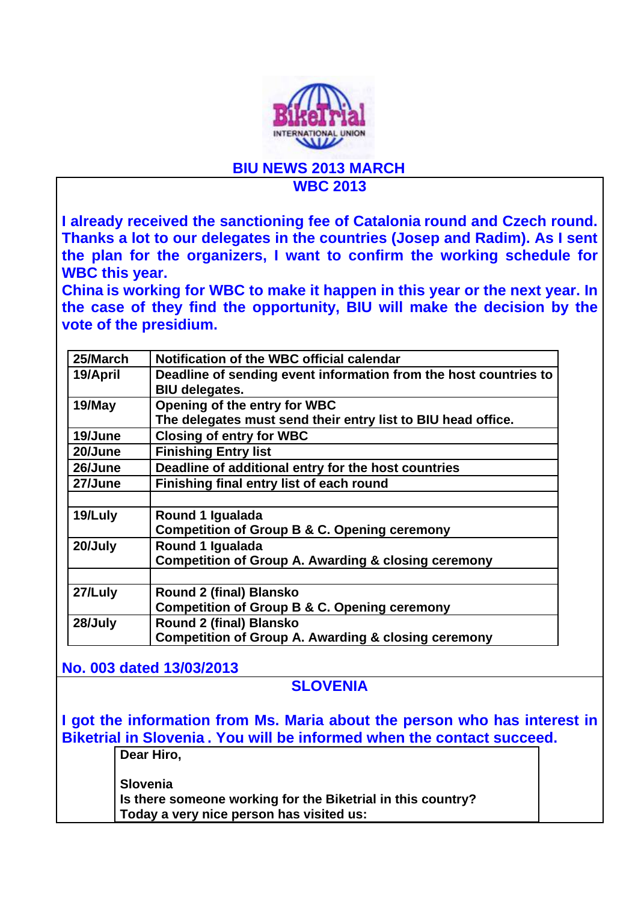# BIU NEWS 2013 MARCH

## WBC 2013

**I already received the sanctioning fee of Catalonia round and Czech round. Thanks a lot to our delegates in the countries (Josep and Radim). As I sent the plan for the organizers, I want to confirm the working schedule for WBC this year.**

**China is working for WBC to make it happen in this year or the next year. In the case of they find the opportunity, BIU will make the decision by the vote of the presidium.**

| 25/March | Notification of the WBC official calendar |
|---|---|
| 19/April | Deadline of sending event information from the host countries to BIU delegates. |
| 19/May | Opening of the entry for WBC<br>The delegates must send their entry list to BIU head office. |
| 19/June | Closing of entry for WBC |
| 20/June | Finishing Entry list |
| 26/June | Deadline of additional entry for the host countries |
| 27/June | Finishing final entry list of each round |
| | |
| 19/Luly | Round 1 Igualada<br>Competition of Group B & C. Opening ceremony |
| 20/July | Round 1 Igualada<br>Competition of Group A. Awarding & closing ceremony |
| | |
| 27/Luly | Round 2 (final) Blansko<br>Competition of Group B & C. Opening ceremony |
| 28/July | Round 2 (final) Blansko<br>Competition of Group A. Awarding & closing ceremony |

**No. 003 dated 13/03/2013**

## SLOVENIA

**I got the information from Ms. Maria about the person who has interest in Biketrial in Slovenia . You will be informed when the contact succeed.**

> **Dear Hiro,**
>
> **Slovenia**
> **Is there someone working for the Biketrial in this country?**
> **Today a very nice person has visited us:**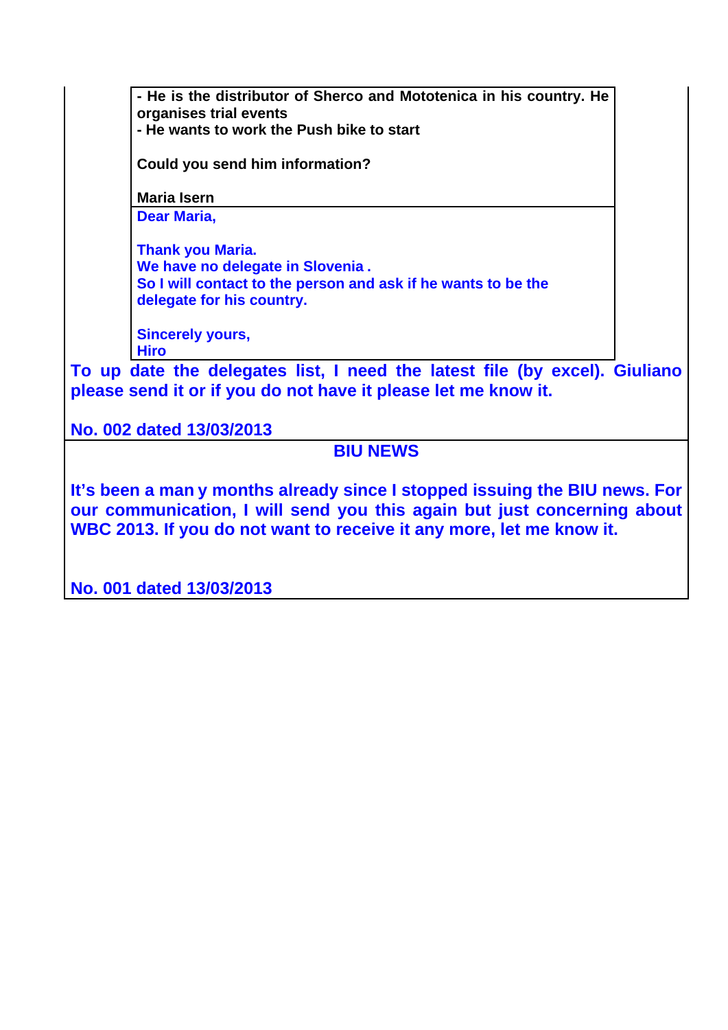**- He is the distributor of Sherco and Mototenica in his country. He organises trial events**
**- He wants to work the Push bike to start**

**Could you send him information?**

**Maria Isern**

**Dear Maria,**

**Thank you Maria.**
**We have no delegate in Slovenia .**
**So I will contact to the person and ask if he wants to be the delegate for his country.**

**Sincerely yours,**
**Hiro**

**To up date the delegates list, I need the latest file (by excel). Giuliano please send it or if you do not have it please let me know it.**

**No. 002 dated 13/03/2013**

## BIU NEWS

**It's been a man y months already since I stopped issuing the BIU news. For our communication, I will send you this again but just concerning about WBC 2013. If you do not want to receive it any more, let me know it.**

**No. 001 dated 13/03/2013**